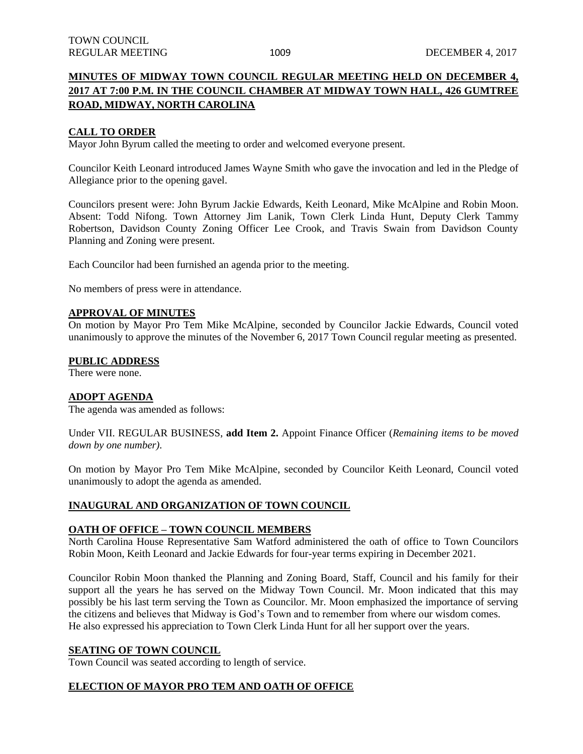**MINUTES OF MIDWAY TOWN COUNCIL REGULAR MEETING HELD ON DECEMBER 4, 2017 AT 7:00 P.M. IN THE COUNCIL CHAMBER AT MIDWAY TOWN HALL, 426 GUMTREE ROAD, MIDWAY, NORTH CAROLINA**

**CALL TO ORDER**

Mayor John Byrum called the meeting to order and welcomed everyone present.

Councilor Keith Leonard introduced James Wayne Smith who gave the invocation and led in the Pledge of Allegiance prior to the opening gavel.

Councilors present were: John Byrum Jackie Edwards, Keith Leonard, Mike McAlpine and Robin Moon. Absent: Todd Nifong. Town Attorney Jim Lanik, Town Clerk Linda Hunt, Deputy Clerk Tammy Robertson, Davidson County Zoning Officer Lee Crook, and Travis Swain from Davidson County Planning and Zoning were present.

Each Councilor had been furnished an agenda prior to the meeting.

No members of press were in attendance.

**APPROVAL OF MINUTES**

On motion by Mayor Pro Tem Mike McAlpine, seconded by Councilor Jackie Edwards, Council voted unanimously to approve the minutes of the November 6, 2017 Town Council regular meeting as presented.

**PUBLIC ADDRESS**

There were none.

**ADOPT AGENDA**

The agenda was amended as follows:

Under VII. REGULAR BUSINESS, **add Item 2.** Appoint Finance Officer (*Remaining items to be moved down by one number)*.

On motion by Mayor Pro Tem Mike McAlpine, seconded by Councilor Keith Leonard, Council voted unanimously to adopt the agenda as amended.

**INAUGURAL AND ORGANIZATION OF TOWN COUNCIL**

**OATH OF OFFICE – TOWN COUNCIL MEMBERS**

North Carolina House Representative Sam Watford administered the oath of office to Town Councilors Robin Moon, Keith Leonard and Jackie Edwards for four-year terms expiring in December 2021.

Councilor Robin Moon thanked the Planning and Zoning Board, Staff, Council and his family for their support all the years he has served on the Midway Town Council. Mr. Moon indicated that this may possibly be his last term serving the Town as Councilor. Mr. Moon emphasized the importance of serving the citizens and believes that Midway is God's Town and to remember from where our wisdom comes. He also expressed his appreciation to Town Clerk Linda Hunt for all her support over the years.

**SEATING OF TOWN COUNCIL**

Town Council was seated according to length of service.

**ELECTION OF MAYOR PRO TEM AND OATH OF OFFICE**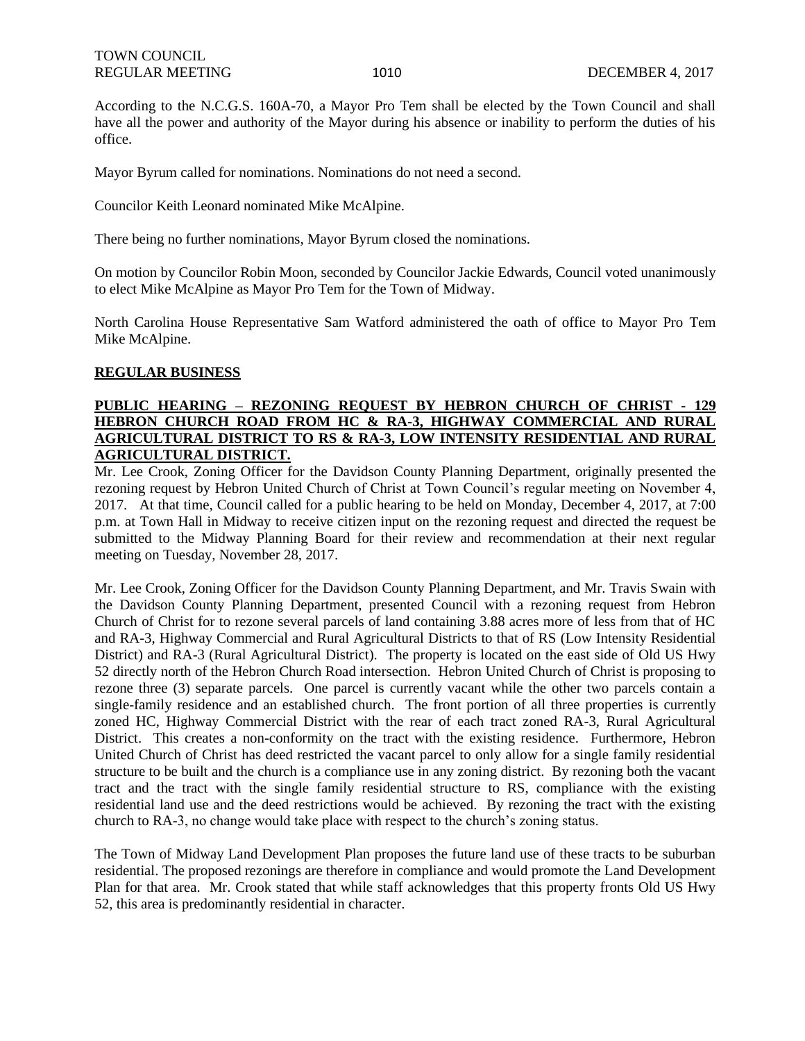According to the N.C.G.S. 160A-70, a Mayor Pro Tem shall be elected by the Town Council and shall have all the power and authority of the Mayor during his absence or inability to perform the duties of his office.

Mayor Byrum called for nominations. Nominations do not need a second.

Councilor Keith Leonard nominated Mike McAlpine.

There being no further nominations, Mayor Byrum closed the nominations.

On motion by Councilor Robin Moon, seconded by Councilor Jackie Edwards, Council voted unanimously to elect Mike McAlpine as Mayor Pro Tem for the Town of Midway.

North Carolina House Representative Sam Watford administered the oath of office to Mayor Pro Tem Mike McAlpine.

**REGULAR BUSINESS**

**PUBLIC HEARING – REZONING REQUEST BY HEBRON CHURCH OF CHRIST - 129 HEBRON CHURCH ROAD FROM HC & RA-3, HIGHWAY COMMERCIAL AND RURAL AGRICULTURAL DISTRICT TO RS & RA-3, LOW INTENSITY RESIDENTIAL AND RURAL AGRICULTURAL DISTRICT.**

Mr. Lee Crook, Zoning Officer for the Davidson County Planning Department, originally presented the rezoning request by Hebron United Church of Christ at Town Council's regular meeting on November 4, 2017. At that time, Council called for a public hearing to be held on Monday, December 4, 2017, at 7:00 p.m. at Town Hall in Midway to receive citizen input on the rezoning request and directed the request be submitted to the Midway Planning Board for their review and recommendation at their next regular meeting on Tuesday, November 28, 2017.

Mr. Lee Crook, Zoning Officer for the Davidson County Planning Department, and Mr. Travis Swain with the Davidson County Planning Department, presented Council with a rezoning request from Hebron Church of Christ for to rezone several parcels of land containing 3.88 acres more of less from that of HC and RA-3, Highway Commercial and Rural Agricultural Districts to that of RS (Low Intensity Residential District) and RA-3 (Rural Agricultural District). The property is located on the east side of Old US Hwy 52 directly north of the Hebron Church Road intersection. Hebron United Church of Christ is proposing to rezone three (3) separate parcels. One parcel is currently vacant while the other two parcels contain a single-family residence and an established church. The front portion of all three properties is currently zoned HC, Highway Commercial District with the rear of each tract zoned RA-3, Rural Agricultural District. This creates a non-conformity on the tract with the existing residence. Furthermore, Hebron United Church of Christ has deed restricted the vacant parcel to only allow for a single family residential structure to be built and the church is a compliance use in any zoning district. By rezoning both the vacant tract and the tract with the single family residential structure to RS, compliance with the existing residential land use and the deed restrictions would be achieved. By rezoning the tract with the existing church to RA-3, no change would take place with respect to the church's zoning status.

The Town of Midway Land Development Plan proposes the future land use of these tracts to be suburban residential. The proposed rezonings are therefore in compliance and would promote the Land Development Plan for that area. Mr. Crook stated that while staff acknowledges that this property fronts Old US Hwy 52, this area is predominantly residential in character.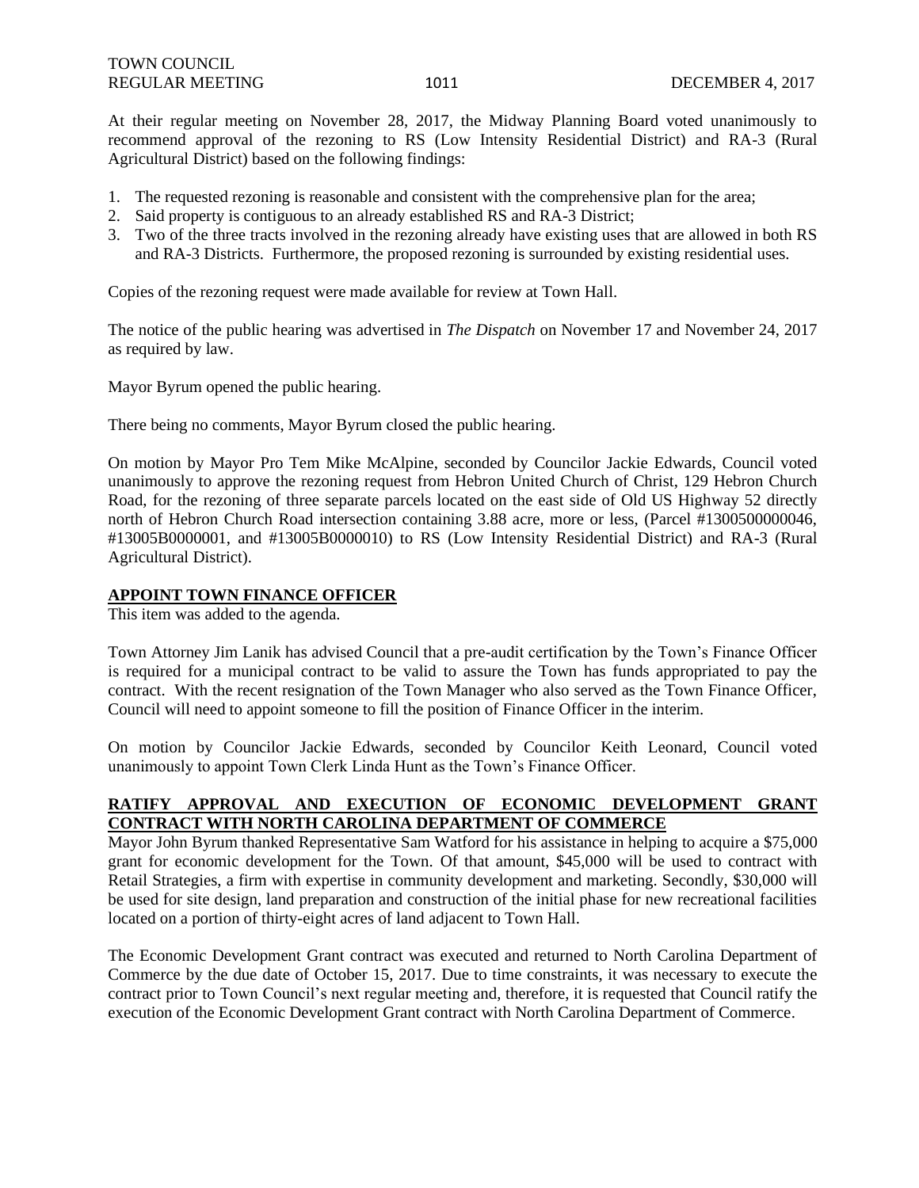At their regular meeting on November 28, 2017, the Midway Planning Board voted unanimously to recommend approval of the rezoning to RS (Low Intensity Residential District) and RA-3 (Rural Agricultural District) based on the following findings:

1. The requested rezoning is reasonable and consistent with the comprehensive plan for the area;
2. Said property is contiguous to an already established RS and RA-3 District;
3. Two of the three tracts involved in the rezoning already have existing uses that are allowed in both RS and RA-3 Districts. Furthermore, the proposed rezoning is surrounded by existing residential uses.

Copies of the rezoning request were made available for review at Town Hall.

The notice of the public hearing was advertised in *The Dispatch* on November 17 and November 24, 2017 as required by law.

Mayor Byrum opened the public hearing.

There being no comments, Mayor Byrum closed the public hearing.

On motion by Mayor Pro Tem Mike McAlpine, seconded by Councilor Jackie Edwards, Council voted unanimously to approve the rezoning request from Hebron United Church of Christ, 129 Hebron Church Road, for the rezoning of three separate parcels located on the east side of Old US Highway 52 directly north of Hebron Church Road intersection containing 3.88 acre, more or less, (Parcel #1300500000046, #13005B0000001, and #13005B0000010) to RS (Low Intensity Residential District) and RA-3 (Rural Agricultural District).

**APPOINT TOWN FINANCE OFFICER**

This item was added to the agenda.

Town Attorney Jim Lanik has advised Council that a pre-audit certification by the Town's Finance Officer is required for a municipal contract to be valid to assure the Town has funds appropriated to pay the contract. With the recent resignation of the Town Manager who also served as the Town Finance Officer, Council will need to appoint someone to fill the position of Finance Officer in the interim.

On motion by Councilor Jackie Edwards, seconded by Councilor Keith Leonard, Council voted unanimously to appoint Town Clerk Linda Hunt as the Town's Finance Officer.

**RATIFY APPROVAL AND EXECUTION OF ECONOMIC DEVELOPMENT GRANT CONTRACT WITH NORTH CAROLINA DEPARTMENT OF COMMERCE**

Mayor John Byrum thanked Representative Sam Watford for his assistance in helping to acquire a $75,000 grant for economic development for the Town. Of that amount, $45,000 will be used to contract with Retail Strategies, a firm with expertise in community development and marketing. Secondly, $30,000 will be used for site design, land preparation and construction of the initial phase for new recreational facilities located on a portion of thirty-eight acres of land adjacent to Town Hall.

The Economic Development Grant contract was executed and returned to North Carolina Department of Commerce by the due date of October 15, 2017. Due to time constraints, it was necessary to execute the contract prior to Town Council's next regular meeting and, therefore, it is requested that Council ratify the execution of the Economic Development Grant contract with North Carolina Department of Commerce.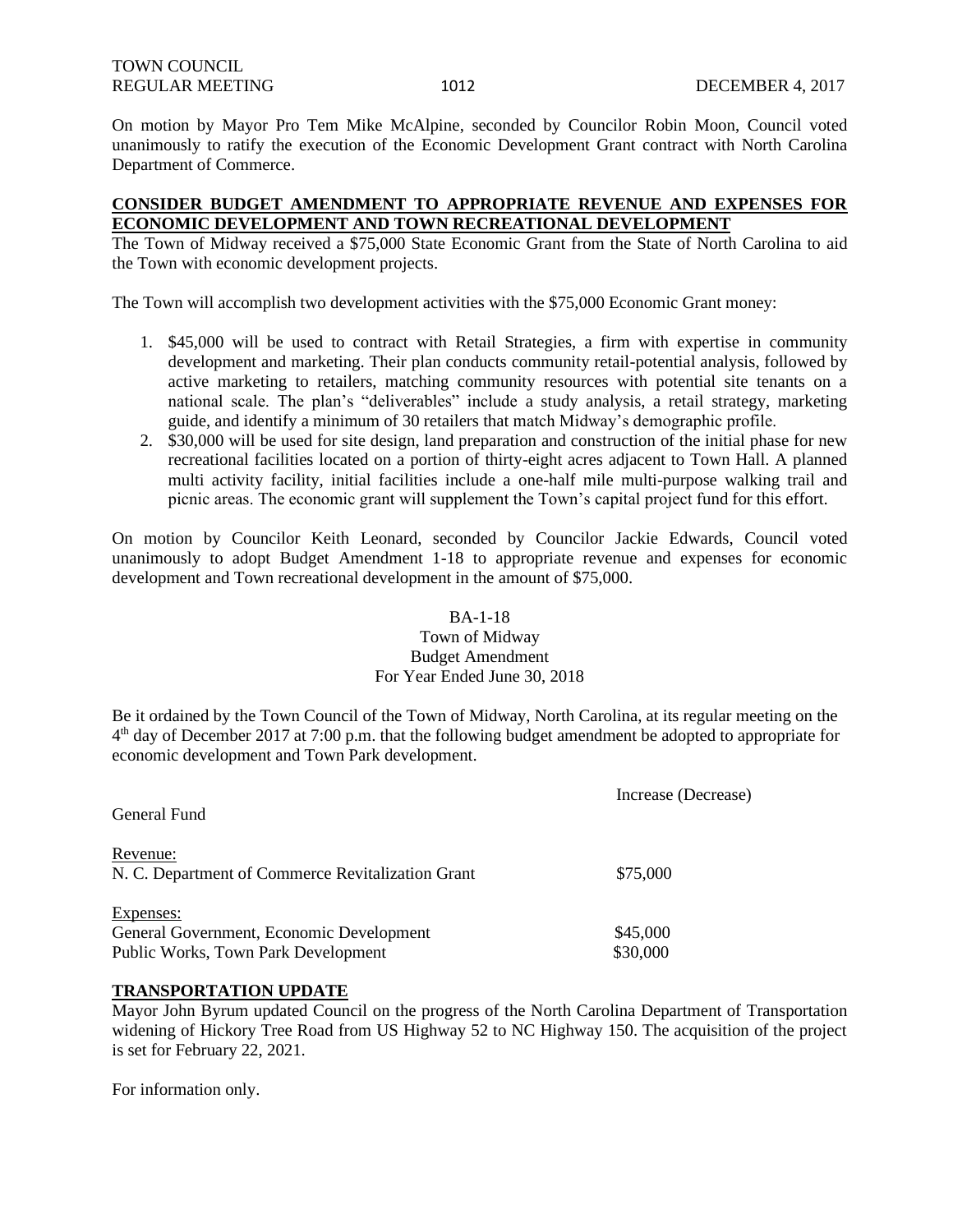On motion by Mayor Pro Tem Mike McAlpine, seconded by Councilor Robin Moon, Council voted unanimously to ratify the execution of the Economic Development Grant contract with North Carolina Department of Commerce.

## CONSIDER BUDGET AMENDMENT TO APPROPRIATE REVENUE AND EXPENSES FOR ECONOMIC DEVELOPMENT AND TOWN RECREATIONAL DEVELOPMENT

The Town of Midway received a $75,000 State Economic Grant from the State of North Carolina to aid the Town with economic development projects.

The Town will accomplish two development activities with the $75,000 Economic Grant money:

1. $45,000 will be used to contract with Retail Strategies, a firm with expertise in community development and marketing. Their plan conducts community retail-potential analysis, followed by active marketing to retailers, matching community resources with potential site tenants on a national scale. The plan's "deliverables" include a study analysis, a retail strategy, marketing guide, and identify a minimum of 30 retailers that match Midway's demographic profile.
2. $30,000 will be used for site design, land preparation and construction of the initial phase for new recreational facilities located on a portion of thirty-eight acres adjacent to Town Hall. A planned multi activity facility, initial facilities include a one-half mile multi-purpose walking trail and picnic areas. The economic grant will supplement the Town's capital project fund for this effort.

On motion by Councilor Keith Leonard, seconded by Councilor Jackie Edwards, Council voted unanimously to adopt Budget Amendment 1-18 to appropriate revenue and expenses for economic development and Town recreational development in the amount of $75,000.

BA-1-18
Town of Midway
Budget Amendment
For Year Ended June 30, 2018

Be it ordained by the Town Council of the Town of Midway, North Carolina, at its regular meeting on the 4th day of December 2017 at 7:00 p.m. that the following budget amendment be adopted to appropriate for economic development and Town Park development.

| | Increase (Decrease) |
|---|---|
| General Fund | |
| Revenue: | |
| N. C. Department of Commerce Revitalization Grant | $75,000 |
| Expenses: | |
| General Government, Economic Development | $45,000 |
| Public Works, Town Park Development | $30,000 |

## TRANSPORTATION UPDATE

Mayor John Byrum updated Council on the progress of the North Carolina Department of Transportation widening of Hickory Tree Road from US Highway 52 to NC Highway 150. The acquisition of the project is set for February 22, 2021.

For information only.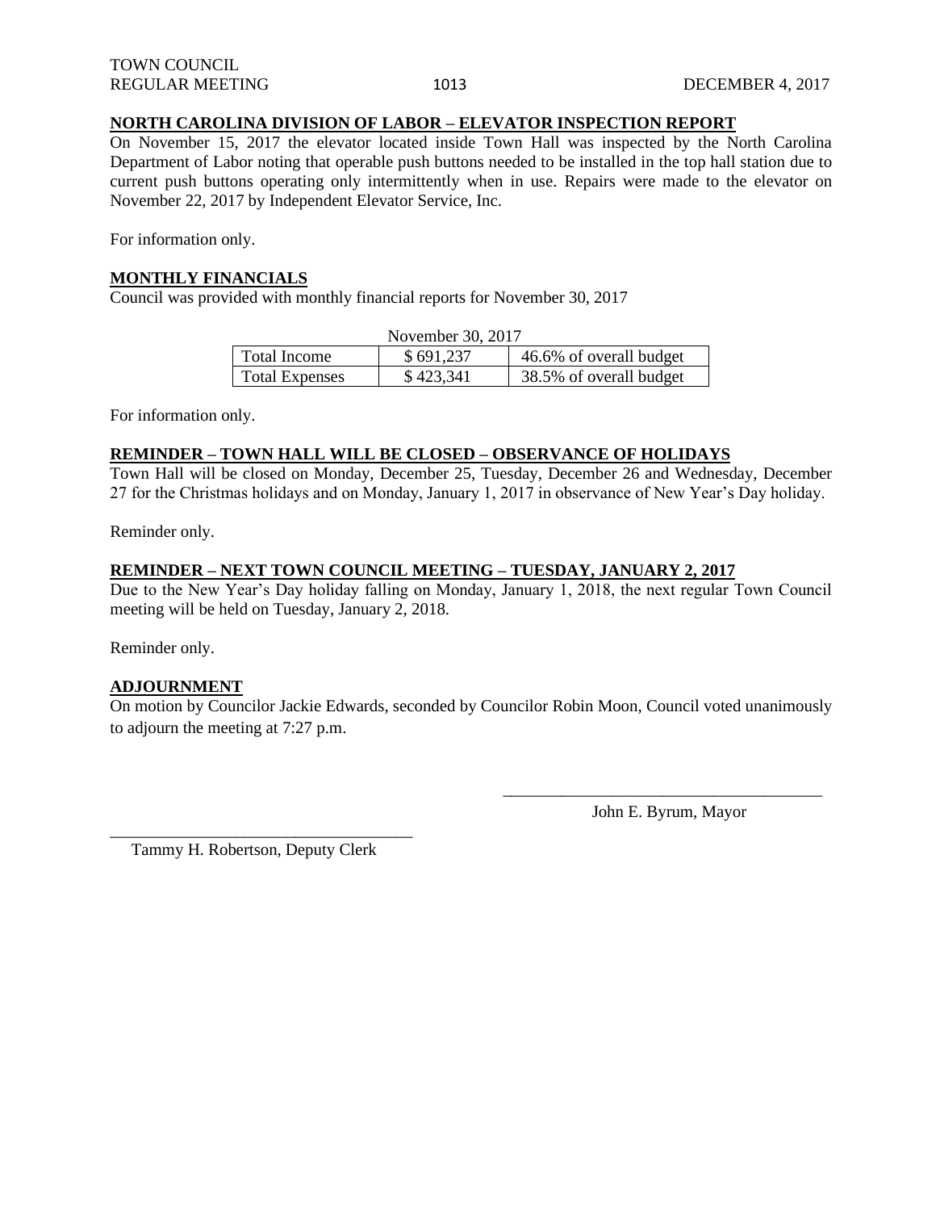## NORTH CAROLINA DIVISION OF LABOR – ELEVATOR INSPECTION REPORT

On November 15, 2017 the elevator located inside Town Hall was inspected by the North Carolina Department of Labor noting that operable push buttons needed to be installed in the top hall station due to current push buttons operating only intermittently when in use. Repairs were made to the elevator on November 22, 2017 by Independent Elevator Service, Inc.

For information only.

## MONTHLY FINANCIALS

Council was provided with monthly financial reports for November 30, 2017

November 30, 2017

| | | |
|---|---|---|
| Total Income | $ 691,237 | 46.6% of overall budget |
| Total Expenses | $ 423,341 | 38.5% of overall budget |

For information only.

## REMINDER – TOWN HALL WILL BE CLOSED – OBSERVANCE OF HOLIDAYS

Town Hall will be closed on Monday, December 25, Tuesday, December 26 and Wednesday, December 27 for the Christmas holidays and on Monday, January 1, 2017 in observance of New Year's Day holiday.

Reminder only.

## REMINDER – NEXT TOWN COUNCIL MEETING – TUESDAY, JANUARY 2, 2017

Due to the New Year's Day holiday falling on Monday, January 1, 2018, the next regular Town Council meeting will be held on Tuesday, January 2, 2018.

Reminder only.

## ADJOURNMENT

On motion by Councilor Jackie Edwards, seconded by Councilor Robin Moon, Council voted unanimously to adjourn the meeting at 7:27 p.m.

\_\_\_\_\_\_\_\_\_\_\_\_\_\_\_\_\_\_\_\_\_\_\_\_\_\_\_\_\_\_\_\_\_\_\_\_\_\_

John E. Byrum, Mayor

\_\_\_\_\_\_\_\_\_\_\_\_\_\_\_\_\_\_\_\_\_\_\_\_\_\_\_\_\_\_\_\_\_\_\_\_\_\_

Tammy H. Robertson, Deputy Clerk